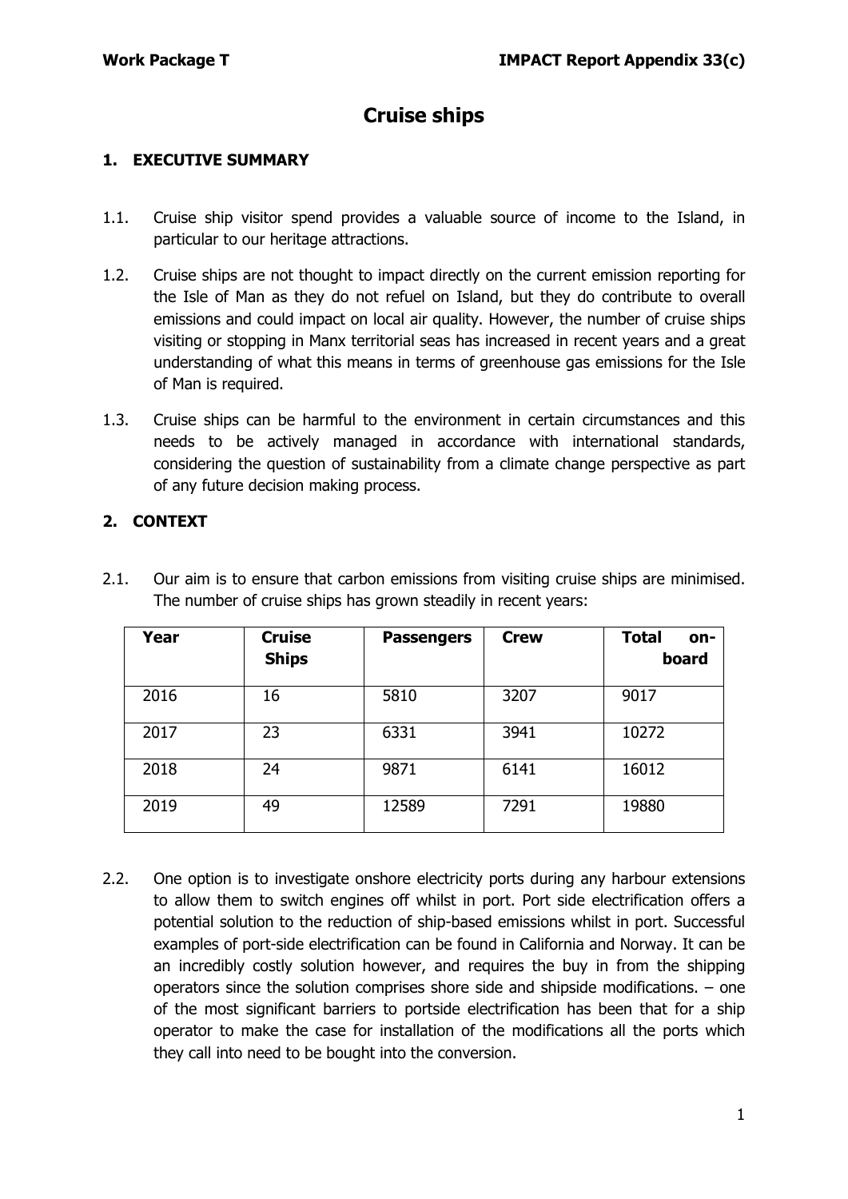# Cruise ships

## 1. EXECUTIVE SUMMARY

1.1. Cruise ship visitor spend provides a valuable source of income to the Island, in particular to our heritage attractions.

1.2. Cruise ships are not thought to impact directly on the current emission reporting for the Isle of Man as they do not refuel on Island, but they do contribute to overall emissions and could impact on local air quality. However, the number of cruise ships visiting or stopping in Manx territorial seas has increased in recent years and a great understanding of what this means in terms of greenhouse gas emissions for the Isle of Man is required.

1.3. Cruise ships can be harmful to the environment in certain circumstances and this needs to be actively managed in accordance with international standards, considering the question of sustainability from a climate change perspective as part of any future decision making process.

## 2. CONTEXT

2.1. Our aim is to ensure that carbon emissions from visiting cruise ships are minimised. The number of cruise ships has grown steadily in recent years:

| Year | Cruise Ships | Passengers | Crew | Total on-board |
|---|---|---|---|---|
| 2016 | 16 | 5810 | 3207 | 9017 |
| 2017 | 23 | 6331 | 3941 | 10272 |
| 2018 | 24 | 9871 | 6141 | 16012 |
| 2019 | 49 | 12589 | 7291 | 19880 |

2.2. One option is to investigate onshore electricity ports during any harbour extensions to allow them to switch engines off whilst in port. Port side electrification offers a potential solution to the reduction of ship-based emissions whilst in port. Successful examples of port-side electrification can be found in California and Norway. It can be an incredibly costly solution however, and requires the buy in from the shipping operators since the solution comprises shore side and shipside modifications. – one of the most significant barriers to portside electrification has been that for a ship operator to make the case for installation of the modifications all the ports which they call into need to be bought into the conversion.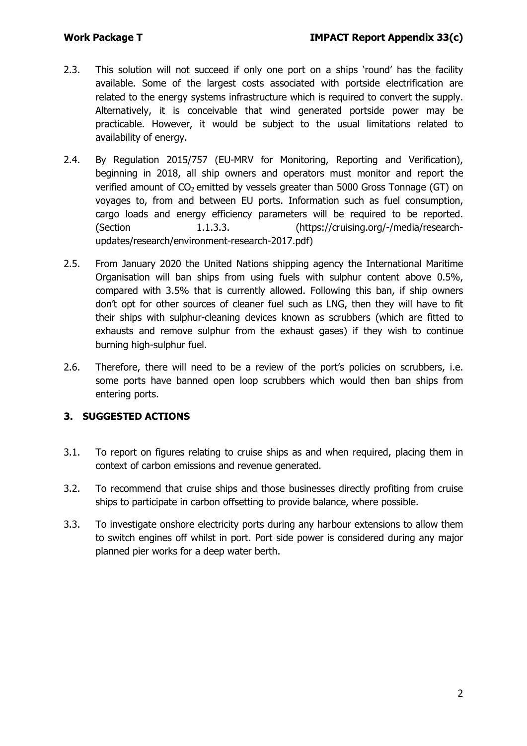2.3. This solution will not succeed if only one port on a ships 'round' has the facility available. Some of the largest costs associated with portside electrification are related to the energy systems infrastructure which is required to convert the supply. Alternatively, it is conceivable that wind generated portside power may be practicable. However, it would be subject to the usual limitations related to availability of energy.

2.4. By Regulation 2015/757 (EU-MRV for Monitoring, Reporting and Verification), beginning in 2018, all ship owners and operators must monitor and report the verified amount of $CO_2$ emitted by vessels greater than 5000 Gross Tonnage (GT) on voyages to, from and between EU ports. Information such as fuel consumption, cargo loads and energy efficiency parameters will be required to be reported. (Section 1.1.3.3. (https://cruising.org/-/media/research-updates/research/environment-research-2017.pdf)

2.5. From January 2020 the United Nations shipping agency the International Maritime Organisation will ban ships from using fuels with sulphur content above 0.5%, compared with 3.5% that is currently allowed. Following this ban, if ship owners don't opt for other sources of cleaner fuel such as LNG, then they will have to fit their ships with sulphur-cleaning devices known as scrubbers (which are fitted to exhausts and remove sulphur from the exhaust gases) if they wish to continue burning high-sulphur fuel.

2.6. Therefore, there will need to be a review of the port's policies on scrubbers, i.e. some ports have banned open loop scrubbers which would then ban ships from entering ports.

## 3. SUGGESTED ACTIONS

3.1. To report on figures relating to cruise ships as and when required, placing them in context of carbon emissions and revenue generated.

3.2. To recommend that cruise ships and those businesses directly profiting from cruise ships to participate in carbon offsetting to provide balance, where possible.

3.3. To investigate onshore electricity ports during any harbour extensions to allow them to switch engines off whilst in port. Port side power is considered during any major planned pier works for a deep water berth.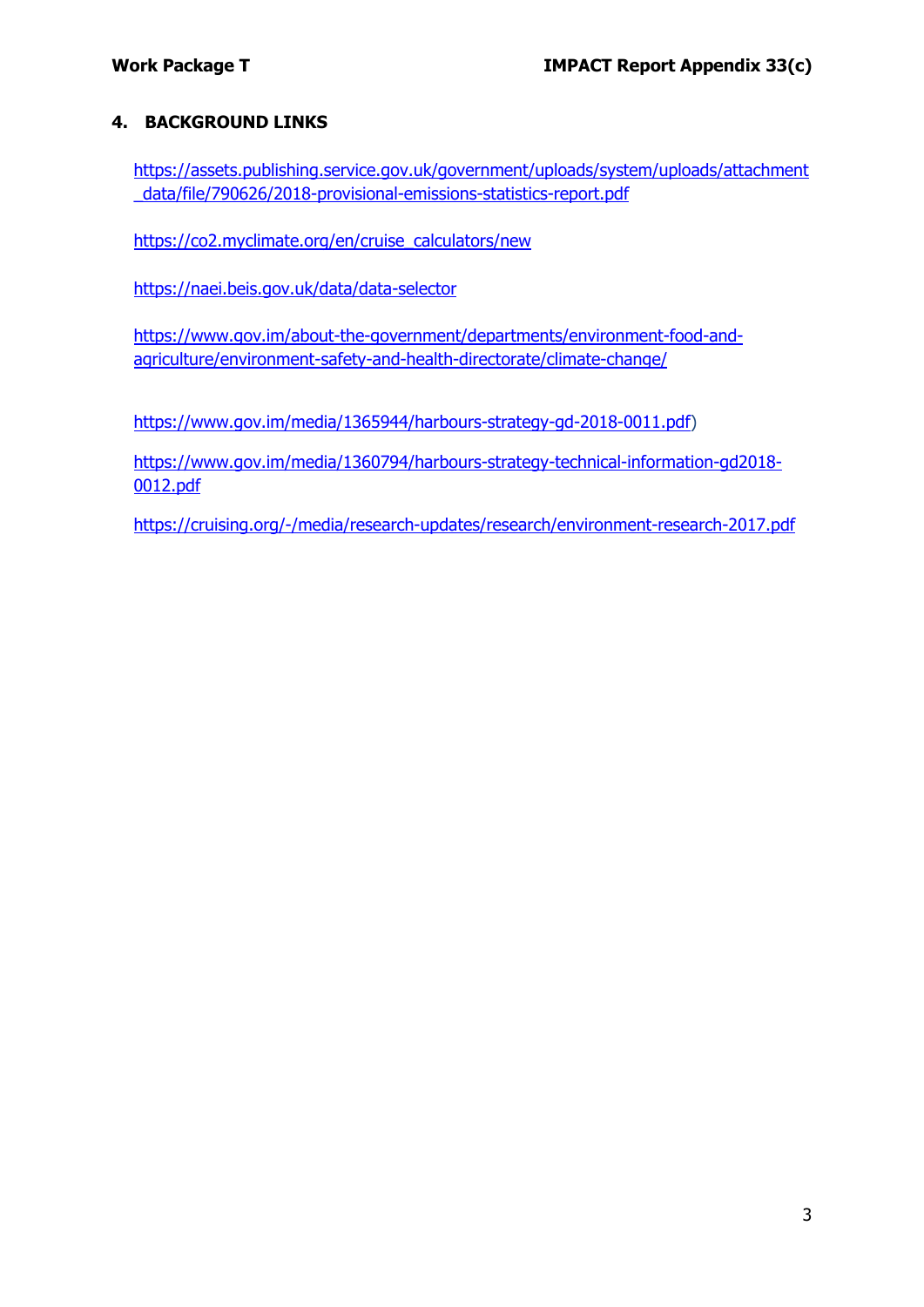## 4. BACKGROUND LINKS

https://assets.publishing.service.gov.uk/government/uploads/system/uploads/attachment_data/file/790626/2018-provisional-emissions-statistics-report.pdf

https://co2.myclimate.org/en/cruise_calculators/new

https://naei.beis.gov.uk/data/data-selector

https://www.gov.im/about-the-government/departments/environment-food-and-agriculture/environment-safety-and-health-directorate/climate-change/

https://www.gov.im/media/1365944/harbours-strategy-gd-2018-0011.pdf)

https://www.gov.im/media/1360794/harbours-strategy-technical-information-gd2018-0012.pdf

https://cruising.org/-/media/research-updates/research/environment-research-2017.pdf